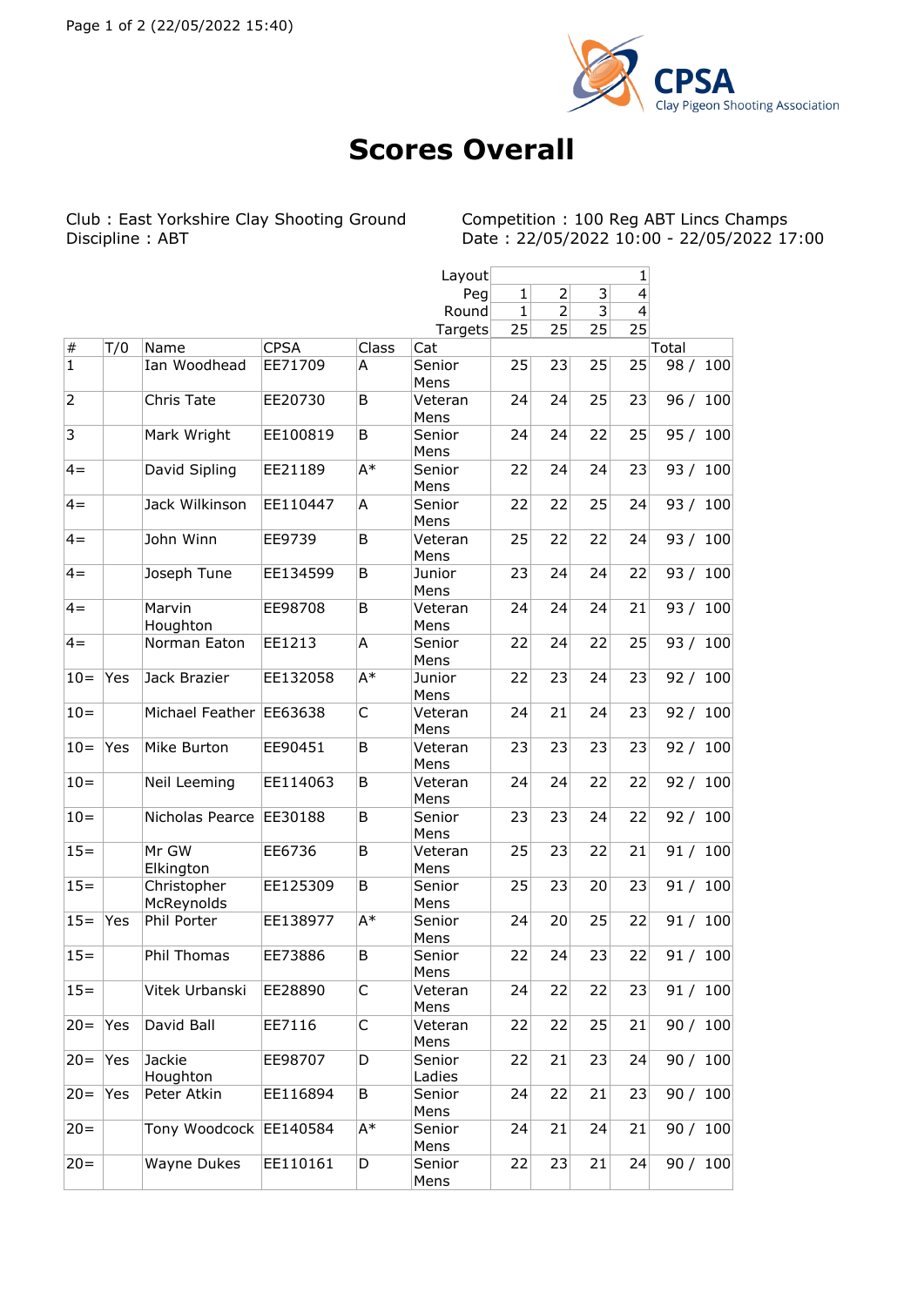# Scores Overall

Club : East Yorkshire Clay Shooting Ground
Discipline : ABT

Competition : 100 Reg ABT Lincs Champs
Date : 22/05/2022 10:00 - 22/05/2022 17:00

| | | | | | Layout | | | | 1 | |
|---|---|---|---|---|---|---|---|---|---|---|
| | | | | | Peg | 1 | 2 | 3 | 4 | |
| | | | | | Round | 1 | 2 | 3 | 4 | |
| | | | | | Targets | 25 | 25 | 25 | 25 | |
| # | T/0 | Name | CPSA | Class | Cat | | | | | Total |
| 1 | | Ian Woodhead | EE71709 | A | Senior Mens | 25 | 23 | 25 | 25 | 98 / 100 |
| 2 | | Chris Tate | EE20730 | B | Veteran Mens | 24 | 24 | 25 | 23 | 96 / 100 |
| 3 | | Mark Wright | EE100819 | B | Senior Mens | 24 | 24 | 22 | 25 | 95 / 100 |
| 4= | | David Sipling | EE21189 | A* | Senior Mens | 22 | 24 | 24 | 23 | 93 / 100 |
| 4= | | Jack Wilkinson | EE110447 | A | Senior Mens | 22 | 22 | 25 | 24 | 93 / 100 |
| 4= | | John Winn | EE9739 | B | Veteran Mens | 25 | 22 | 22 | 24 | 93 / 100 |
| 4= | | Joseph Tune | EE134599 | B | Junior Mens | 23 | 24 | 24 | 22 | 93 / 100 |
| 4= | | Marvin Houghton | EE98708 | B | Veteran Mens | 24 | 24 | 24 | 21 | 93 / 100 |
| 4= | | Norman Eaton | EE1213 | A | Senior Mens | 22 | 24 | 22 | 25 | 93 / 100 |
| 10= | Yes | Jack Brazier | EE132058 | A* | Junior Mens | 22 | 23 | 24 | 23 | 92 / 100 |
| 10= | | Michael Feather | EE63638 | C | Veteran Mens | 24 | 21 | 24 | 23 | 92 / 100 |
| 10= | Yes | Mike Burton | EE90451 | B | Veteran Mens | 23 | 23 | 23 | 23 | 92 / 100 |
| 10= | | Neil Leeming | EE114063 | B | Veteran Mens | 24 | 24 | 22 | 22 | 92 / 100 |
| 10= | | Nicholas Pearce | EE30188 | B | Senior Mens | 23 | 23 | 24 | 22 | 92 / 100 |
| 15= | | Mr GW Elkington | EE6736 | B | Veteran Mens | 25 | 23 | 22 | 21 | 91 / 100 |
| 15= | | Christopher McReynolds | EE125309 | B | Senior Mens | 25 | 23 | 20 | 23 | 91 / 100 |
| 15= | Yes | Phil Porter | EE138977 | A* | Senior Mens | 24 | 20 | 25 | 22 | 91 / 100 |
| 15= | | Phil Thomas | EE73886 | B | Senior Mens | 22 | 24 | 23 | 22 | 91 / 100 |
| 15= | | Vitek Urbanski | EE28890 | C | Veteran Mens | 24 | 22 | 22 | 23 | 91 / 100 |
| 20= | Yes | David Ball | EE7116 | C | Veteran Mens | 22 | 22 | 25 | 21 | 90 / 100 |
| 20= | Yes | Jackie Houghton | EE98707 | D | Senior Ladies | 22 | 21 | 23 | 24 | 90 / 100 |
| 20= | Yes | Peter Atkin | EE116894 | B | Senior Mens | 24 | 22 | 21 | 23 | 90 / 100 |
| 20= | | Tony Woodcock | EE140584 | A* | Senior Mens | 24 | 21 | 24 | 21 | 90 / 100 |
| 20= | | Wayne Dukes | EE110161 | D | Senior Mens | 22 | 23 | 21 | 24 | 90 / 100 |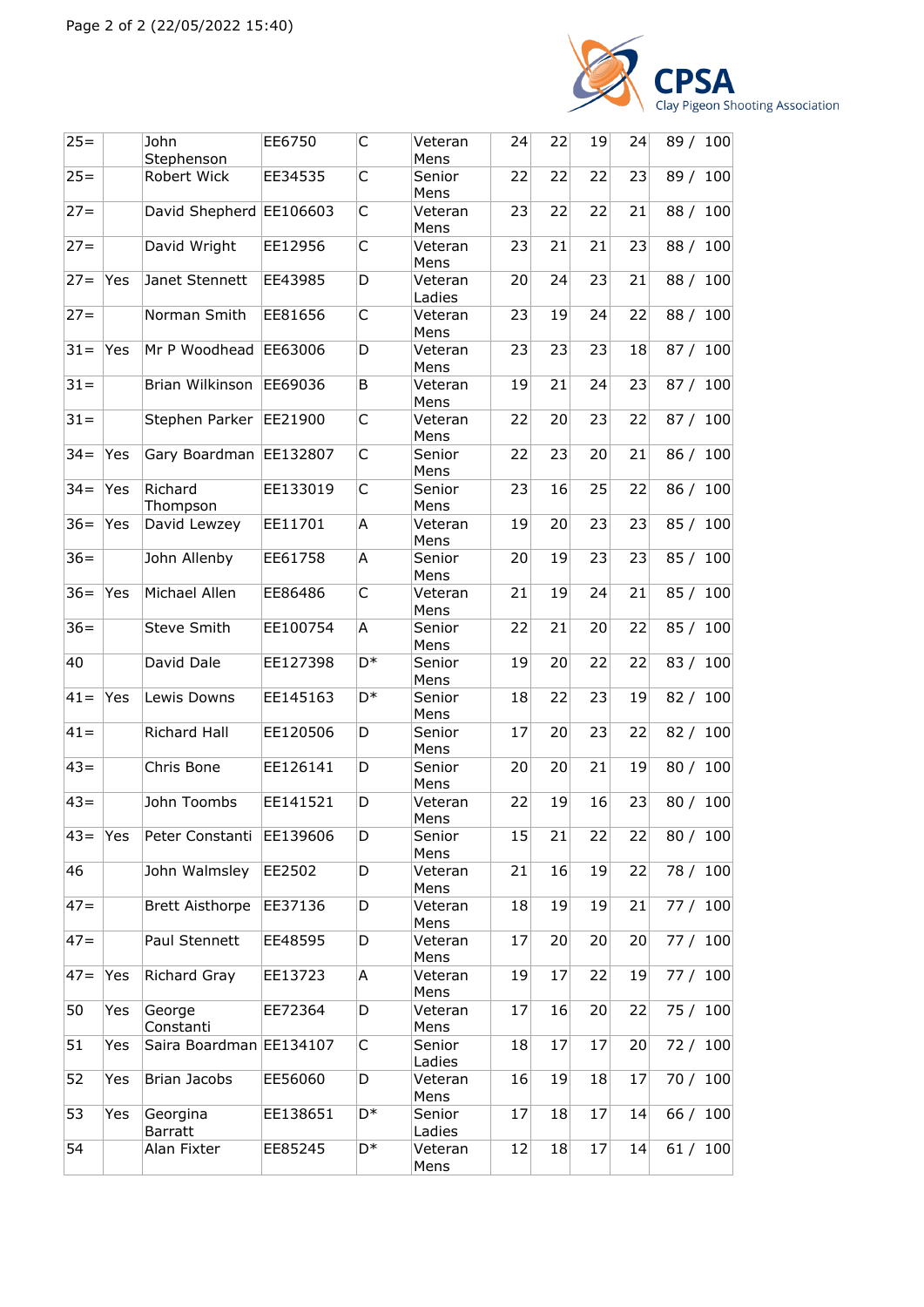| | | | | | | | | | | |
|---|---|---|---|---|---|---|---|---|---|---|
| 25= | | John Stephenson | EE6750 | C | Veteran Mens | 24 | 22 | 19 | 24 | 89 / 100 |
| 25= | | Robert Wick | EE34535 | C | Senior Mens | 22 | 22 | 22 | 23 | 89 / 100 |
| 27= | | David Shepherd | EE106603 | C | Veteran Mens | 23 | 22 | 22 | 21 | 88 / 100 |
| 27= | | David Wright | EE12956 | C | Veteran Mens | 23 | 21 | 21 | 23 | 88 / 100 |
| 27= | Yes | Janet Stennett | EE43985 | D | Veteran Ladies | 20 | 24 | 23 | 21 | 88 / 100 |
| 27= | | Norman Smith | EE81656 | C | Veteran Mens | 23 | 19 | 24 | 22 | 88 / 100 |
| 31= | Yes | Mr P Woodhead | EE63006 | D | Veteran Mens | 23 | 23 | 23 | 18 | 87 / 100 |
| 31= | | Brian Wilkinson | EE69036 | B | Veteran Mens | 19 | 21 | 24 | 23 | 87 / 100 |
| 31= | | Stephen Parker | EE21900 | C | Veteran Mens | 22 | 20 | 23 | 22 | 87 / 100 |
| 34= | Yes | Gary Boardman | EE132807 | C | Senior Mens | 22 | 23 | 20 | 21 | 86 / 100 |
| 34= | Yes | Richard Thompson | EE133019 | C | Senior Mens | 23 | 16 | 25 | 22 | 86 / 100 |
| 36= | Yes | David Lewzey | EE11701 | A | Veteran Mens | 19 | 20 | 23 | 23 | 85 / 100 |
| 36= | | John Allenby | EE61758 | A | Senior Mens | 20 | 19 | 23 | 23 | 85 / 100 |
| 36= | Yes | Michael Allen | EE86486 | C | Veteran Mens | 21 | 19 | 24 | 21 | 85 / 100 |
| 36= | | Steve Smith | EE100754 | A | Senior Mens | 22 | 21 | 20 | 22 | 85 / 100 |
| 40 | | David Dale | EE127398 | D* | Senior Mens | 19 | 20 | 22 | 22 | 83 / 100 |
| 41= | Yes | Lewis Downs | EE145163 | D* | Senior Mens | 18 | 22 | 23 | 19 | 82 / 100 |
| 41= | | Richard Hall | EE120506 | D | Senior Mens | 17 | 20 | 23 | 22 | 82 / 100 |
| 43= | | Chris Bone | EE126141 | D | Senior Mens | 20 | 20 | 21 | 19 | 80 / 100 |
| 43= | | John Toombs | EE141521 | D | Veteran Mens | 22 | 19 | 16 | 23 | 80 / 100 |
| 43= | Yes | Peter Constanti | EE139606 | D | Senior Mens | 15 | 21 | 22 | 22 | 80 / 100 |
| 46 | | John Walmsley | EE2502 | D | Veteran Mens | 21 | 16 | 19 | 22 | 78 / 100 |
| 47= | | Brett Aisthorpe | EE37136 | D | Veteran Mens | 18 | 19 | 19 | 21 | 77 / 100 |
| 47= | | Paul Stennett | EE48595 | D | Veteran Mens | 17 | 20 | 20 | 20 | 77 / 100 |
| 47= | Yes | Richard Gray | EE13723 | A | Veteran Mens | 19 | 17 | 22 | 19 | 77 / 100 |
| 50 | Yes | George Constanti | EE72364 | D | Veteran Mens | 17 | 16 | 20 | 22 | 75 / 100 |
| 51 | Yes | Saira Boardman | EE134107 | C | Senior Ladies | 18 | 17 | 17 | 20 | 72 / 100 |
| 52 | Yes | Brian Jacobs | EE56060 | D | Veteran Mens | 16 | 19 | 18 | 17 | 70 / 100 |
| 53 | Yes | Georgina Barratt | EE138651 | D* | Senior Ladies | 17 | 18 | 17 | 14 | 66 / 100 |
| 54 | | Alan Fixter | EE85245 | D* | Veteran Mens | 12 | 18 | 17 | 14 | 61 / 100 |